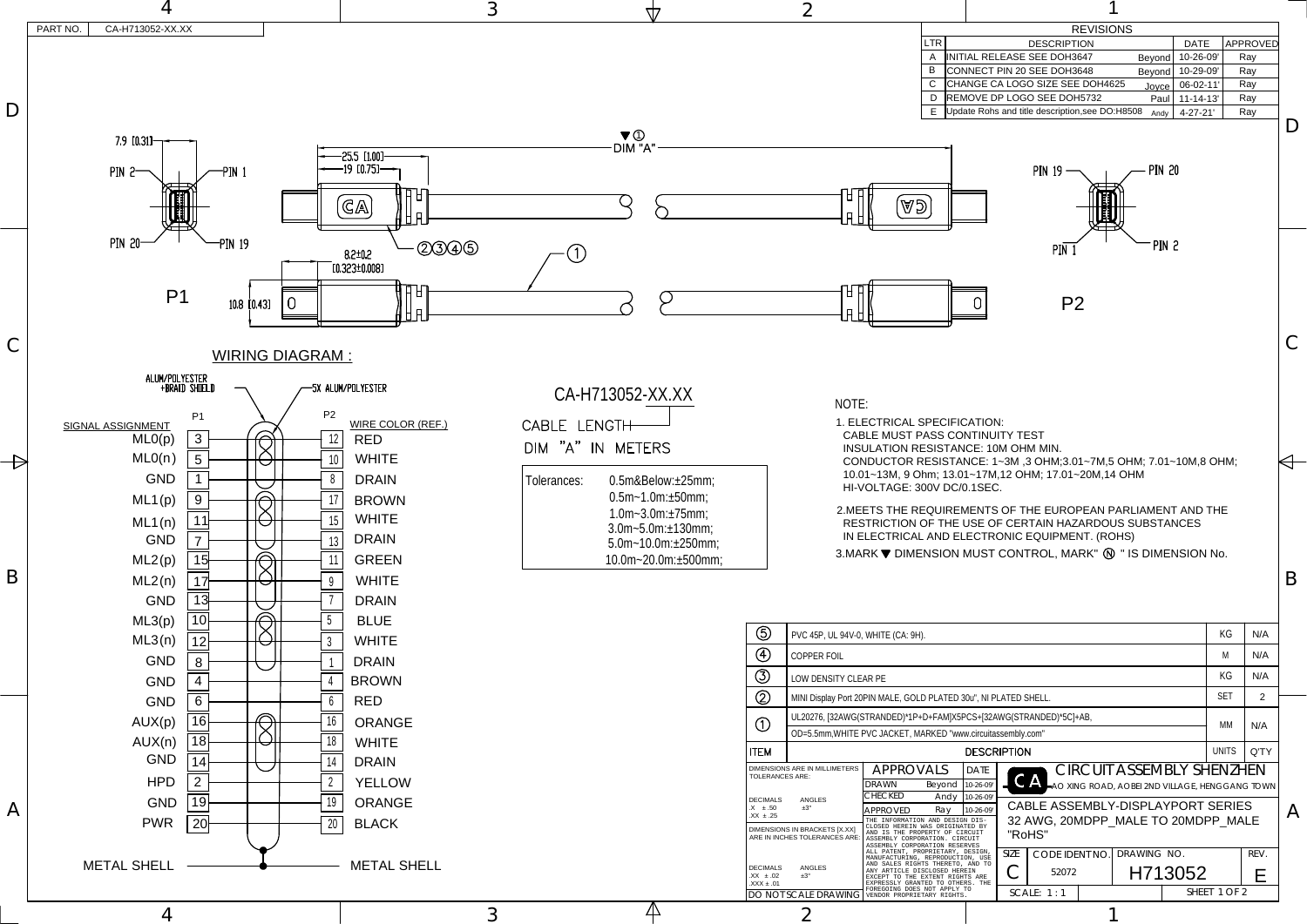PART NO. CA-H713052-XX.XX

## REVISIONS

| LTR | DESCRIPTION | | DATE | APPROVED |
|---|---|---|---|---|
| A | INITIAL RELEASE SEE DOH3647 | Beyond | 10-26-09' | Ray |
| B | CONNECT PIN 20 SEE DOH3648 | Beyond | 10-29-09' | Ray |
| C | CHANGE CA LOGO SIZE SEE DOH4625 | Joyce | 06-02-11' | Ray |
| D | REMOVE DP LOGO SEE DOH5732 | Paul | 11-14-13' | Ray |
| E | Update Rohs and title description,see DO:H8508 | Andy | 4-27-21' | Ray |

7.9 [0.31]

PIN 2 — PIN 1

PIN 20 — PIN 19

25.5 [1.00]

19 [0.75]

▼① DIM "A"

②③④⑤

①

8.2±0.2 [0.323±0.008]

10.8 [0.43]

P1

PIN 19 — PIN 20

PIN 1 — PIN 2

P2

## WIRING DIAGRAM :

ALUM/POLYESTER +BRAID SHIELD

5X ALUM/POLYESTER

| SIGNAL ASSIGNMENT | P1 | P2 | WIRE COLOR (REF.) |
|---|---|---|---|
| ML0(p) | 3 | 12 | RED |
| ML0(n) | 5 | 10 | WHITE |
| GND | 1 | 8 | DRAIN |
| ML1(p) | 9 | 17 | BROWN |
| ML1(n) | 11 | 15 | WHITE |
| GND | 7 | 13 | DRAIN |
| ML2(p) | 15 | 11 | GREEN |
| ML2(n) | 17 | 9 | WHITE |
| GND | 13 | 7 | DRAIN |
| ML3(p) | 10 | 5 | BLUE |
| ML3(n) | 12 | 3 | WHITE |
| GND | 8 | 1 | DRAIN |
| GND | 4 | 4 | BROWN |
| GND | 6 | 6 | RED |
| AUX(p) | 16 | 16 | ORANGE |
| AUX(n) | 18 | 18 | WHITE |
| GND | 14 | 14 | DRAIN |
| HPD | 2 | 2 | YELLOW |
| GND | 19 | 19 | ORANGE |
| PWR | 20 | 20 | BLACK |
| METAL SHELL | | | METAL SHELL |

CA-H713052-XX.XX

CABLE LENGTH

DIM "A" IN METERS

Tolerances:
- 0.5m&Below:±25mm;
- 0.5m~1.0m:±50mm;
- 1.0m~3.0m:±75mm;
- 3.0m~5.0m:±130mm;
- 5.0m~10.0m:±250mm;
- 10.0m~20.0m:±500mm;

NOTE:

1. ELECTRICAL SPECIFICATION:
   CABLE MUST PASS CONTINUITY TEST
   INSULATION RESISTANCE: 10M OHM MIN.
   CONDUCTOR RESISTANCE: 1~3M ,3 OHM;3.01~7M,5 OHM; 7.01~10M,8 OHM; 10.01~13M, 9 Ohm; 13.01~17M,12 OHM; 17.01~20M,14 OHM
   HI-VOLTAGE: 300V DC/0.1SEC.
2. MEETS THE REQUIREMENTS OF THE EUROPEAN PARLIAMENT AND THE RESTRICTION OF THE USE OF CERTAIN HAZARDOUS SUBSTANCES IN ELECTRICAL AND ELECTRONIC EQUIPMENT. (ROHS)
3. MARK ▼ DIMENSION MUST CONTROL, MARK" Ⓝ " IS DIMENSION No.

| ITEM | DESCRIPTION | UNITS | Q'TY |
|---|---|---|---|
| ⑤ | PVC 45P, UL 94V-0, WHITE (CA: 9H). | KG | N/A |
| ④ | COPPER FOIL | M | N/A |
| ③ | LOW DENSITY CLEAR PE | KG | N/A |
| ② | MINI Display Port 20PIN MALE, GOLD PLATED 30u", NI PLATED SHELL. | SET | 2 |
| ① | UL20276, [32AWG(STRANDED)*1P+D+FAM]X5PCS+[32AWG(STRANDED)*5C]+AB, OD=5.5mm,WHITE PVC JACKET, MARKED "www.circuitassembly.com" | MM | N/A |

DIMENSIONS ARE IN MILLIMETERS TOLERANCES ARE:
DECIMALS .X ±.50 .XX ±.25 ANGLES ±3°

DIMENSIONS IN BRACKETS [X.XX] ARE IN INCHES TOLERANCES ARE:
DECIMALS .XX ±.02 .XXX ±.01 ANGLES ±3°

DO NOT SCALE DRAWING

| APPROVALS | | DATE |
|---|---|---|
| DRAWN | Beyond | 10-26-09' |
| CHECKED | Andy | 10-26-09' |
| APPROVED | Ray | 10-26-09' |

THE INFORMATION AND DESIGN DISCLOSED HEREIN WAS ORIGINATED BY AND IS THE PROPERTY OF CIRCUIT ASSEMBLY CORPORATION. CIRCUIT ASSEMBLY CORPORATION RESERVES ALL PATENT, PROPRIETARY, DESIGN, MANUFACTURING, REPRODUCTION, USE AND SALES RIGHTS THERETO, AND TO ANY ARTICLE DISCLOSED HEREIN EXCEPT TO THE EXTENT RIGHTS ARE EXPRESSLY GRANTED TO OTHERS. THE FOREGOING DOES NOT APPLY TO VENDOR PROPRIETARY RIGHTS.

CIRCUITASSEMBLY SHENZHEN
AO XING ROAD, AOBEI 2ND VILLAGE, HENGGANG TOWN

CABLE ASSEMBLY-DISPLAYPORT SERIES
32 AWG, 20MDPP_MALE TO 20MDPP_MALE
"RoHS"

| SIZE | CODE IDENT NO. | DRAWING NO. | REV. |
|---|---|---|---|
| C | 52072 | H713052 | E |

SCALE: 1 : 1 SHEET 1 OF 2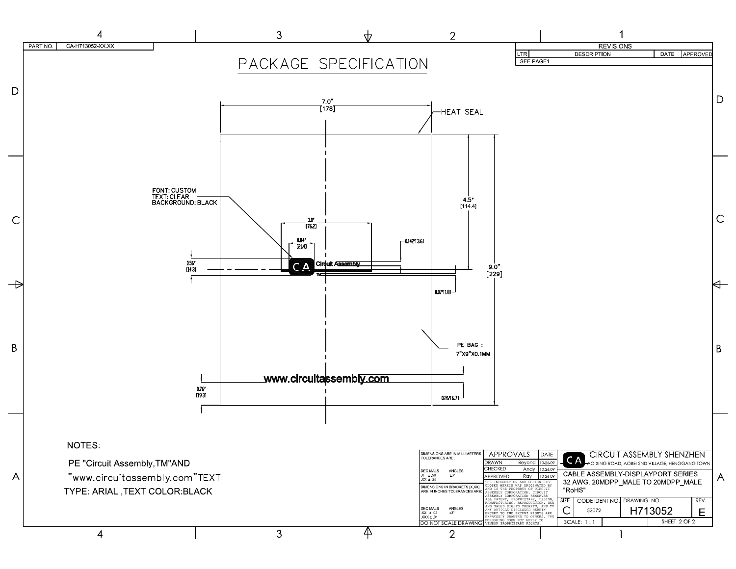PART NO. CA-H713052-XX.XX

# PACKAGE SPECIFICATION

7.0"
[178]

HEAT SEAL

4.5"
[114.4]

9.0"
[229]

FONT: CUSTOM
TEXT: CLEAR
BACKGROUND: BLACK

3.0"
[76.2]

0.84"
[21.4]

0.142"[3.6]

0.56"
[14.3]

CA Circuit Assembly ™

0.07"[1.8]

PE BAG :
7"X9"X0.1MM

www.circuitassembly.com

0.76"
[19.3]

0.26"[6.7]

NOTES:

PE "Circuit Assembly,TM"AND
"www.circuitassembly.com"TEXT
TYPE: ARIAL ,TEXT COLOR:BLACK

| REVISIONS | | | |
|---|---|---|---|
| LTR | DESCRIPTION | DATE | APPROVED |
| SEE PAGE1 | | | |

DIMENSIONS ARE IN MILLIMETERS
TOLERANCES ARE:
DECIMALS .X ± .50 .XX ± .25
ANGLES ±3°

DIMENSIONS IN BRACKETS [X.XX] ARE IN INCHES TOLERANCES ARE:
DECIMALS .XX ± .02 .XXX ± .01
ANGLES ±3°

DO NOT SCALE DRAWING

| APPROVALS | | DATE |
|---|---|---|
| DRAWN | Beyond | 10-26-09' |
| CHECKED | Andy | 10-26-09' |
| APPROVED | Ray | 10-26-09' |

THE INFORMATION AND DESIGN DISCLOSED HEREIN WAS ORIGINATED BY AND IS THE PROPERTY OF CIRCUIT ASSEMBLY CORPORATION. CIRCUIT ASSEMBLY CORPORATION RESERVES ALL PATENT, PROPRIETARY, DESIGN, MANUFACTURING, REPRODUCTION, USE AND SALES RIGHTS THERETO, AND TO ANY ARTICLE DISCLOSED HEREIN EXCEPT TO THE EXTENT RIGHTS ARE EXPRESSLY GRANTED TO OTHERS. THE FOREGOING DOES NOT APPLY TO VENDOR PROPRIETARY RIGHTS.

CA CIRCUIT ASSEMBLY SHENZHEN
AO XING ROAD, AOBEI 2ND VILLAGE, HENGGANG TOWN

CABLE ASSEMBLY-DISPLAYPORT SERIES
32 AWG, 20MDPP_MALE TO 20MDPP_MALE
"RoHS"

| SIZE | CODE IDENT NO. | DRAWING NO. | REV. |
|---|---|---|---|
| C | 52072 | H713052 | E |
| SCALE: 1 : 1 | | SHEET 2 OF 2 | |